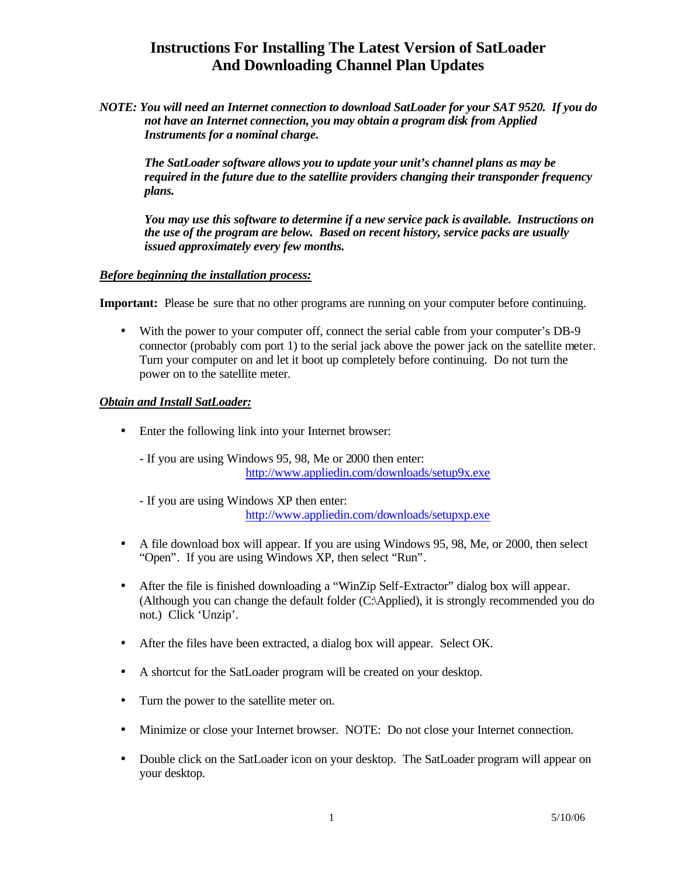# Instructions For Installing The Latest Version of SatLoader And Downloading Channel Plan Updates

***NOTE:** You will need an Internet connection to download SatLoader for your SAT 9520. If you do not have an Internet connection, you may obtain a program disk from Applied Instruments for a nominal charge.*

***The SatLoader software allows you to update your unit's channel plans as may be required in the future due to the satellite providers changing their transponder frequency plans.***

***You may use this software to determine if a new service pack is available. Instructions on the use of the program are below. Based on recent history, service packs are usually issued approximately every few months.***

***<u>Before beginning the installation process:</u>***

**Important:** Please be sure that no other programs are running on your computer before continuing.

- With the power to your computer off, connect the serial cable from your computer's DB-9 connector (probably com port 1) to the serial jack above the power jack on the satellite meter. Turn your computer on and let it boot up completely before continuing. Do not turn the power on to the satellite meter.

***<u>Obtain and Install SatLoader:</u>***

- Enter the following link into your Internet browser:

  - If you are using Windows 95, 98, Me or 2000 then enter:
    http://www.appliedin.com/downloads/setup9x.exe

  - If you are using Windows XP then enter:
    http://www.appliedin.com/downloads/setupxp.exe

- A file download box will appear. If you are using Windows 95, 98, Me, or 2000, then select "Open". If you are using Windows XP, then select "Run".

- After the file is finished downloading a "WinZip Self-Extractor" dialog box will appear. (Although you can change the default folder (C:\Applied), it is strongly recommended you do not.) Click 'Unzip'.

- After the files have been extracted, a dialog box will appear. Select OK.

- A shortcut for the SatLoader program will be created on your desktop.

- Turn the power to the satellite meter on.

- Minimize or close your Internet browser. NOTE: Do not close your Internet connection.

- Double click on the SatLoader icon on your desktop. The SatLoader program will appear on your desktop.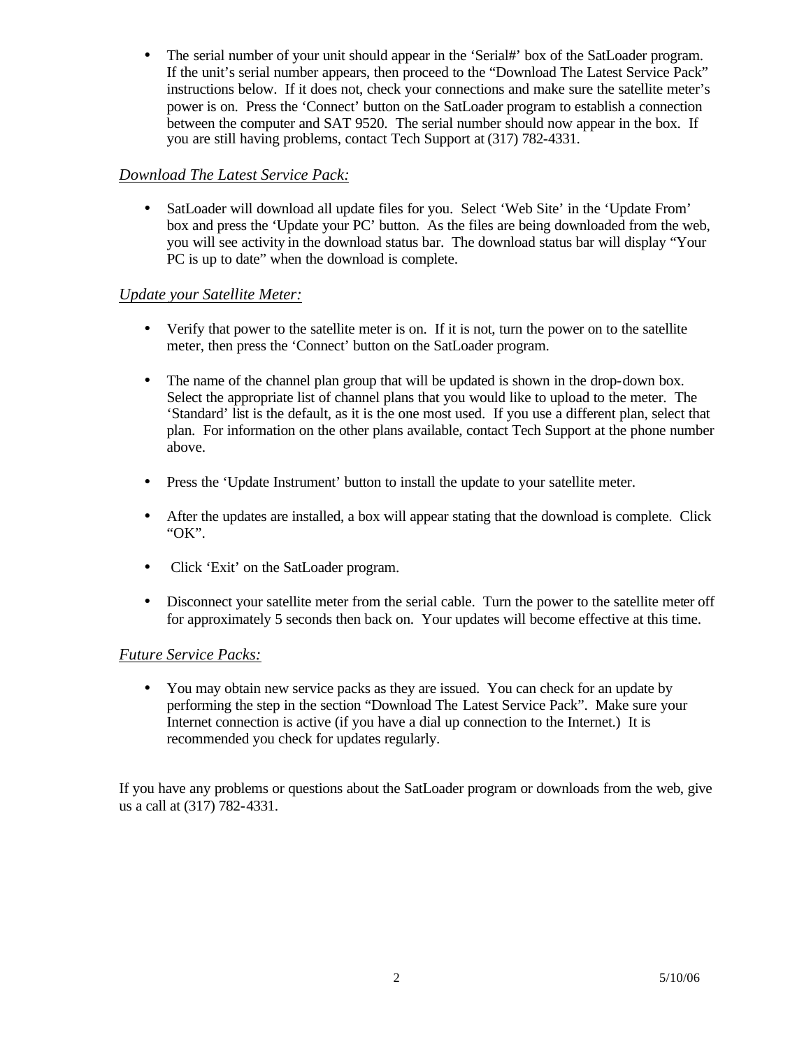- The serial number of your unit should appear in the 'Serial#' box of the SatLoader program. If the unit's serial number appears, then proceed to the "Download The Latest Service Pack" instructions below. If it does not, check your connections and make sure the satellite meter's power is on. Press the 'Connect' button on the SatLoader program to establish a connection between the computer and SAT 9520. The serial number should now appear in the box. If you are still having problems, contact Tech Support at (317) 782-4331.

*Download The Latest Service Pack:*

- SatLoader will download all update files for you. Select 'Web Site' in the 'Update From' box and press the 'Update your PC' button. As the files are being downloaded from the web, you will see activity in the download status bar. The download status bar will display "Your PC is up to date" when the download is complete.

*Update your Satellite Meter:*

- Verify that power to the satellite meter is on. If it is not, turn the power on to the satellite meter, then press the 'Connect' button on the SatLoader program.

- The name of the channel plan group that will be updated is shown in the drop-down box. Select the appropriate list of channel plans that you would like to upload to the meter. The 'Standard' list is the default, as it is the one most used. If you use a different plan, select that plan. For information on the other plans available, contact Tech Support at the phone number above.

- Press the 'Update Instrument' button to install the update to your satellite meter.

- After the updates are installed, a box will appear stating that the download is complete. Click "OK".

- Click 'Exit' on the SatLoader program.

- Disconnect your satellite meter from the serial cable. Turn the power to the satellite meter off for approximately 5 seconds then back on. Your updates will become effective at this time.

*Future Service Packs:*

- You may obtain new service packs as they are issued. You can check for an update by performing the step in the section "Download The Latest Service Pack". Make sure your Internet connection is active (if you have a dial up connection to the Internet.) It is recommended you check for updates regularly.

If you have any problems or questions about the SatLoader program or downloads from the web, give us a call at (317) 782-4331.